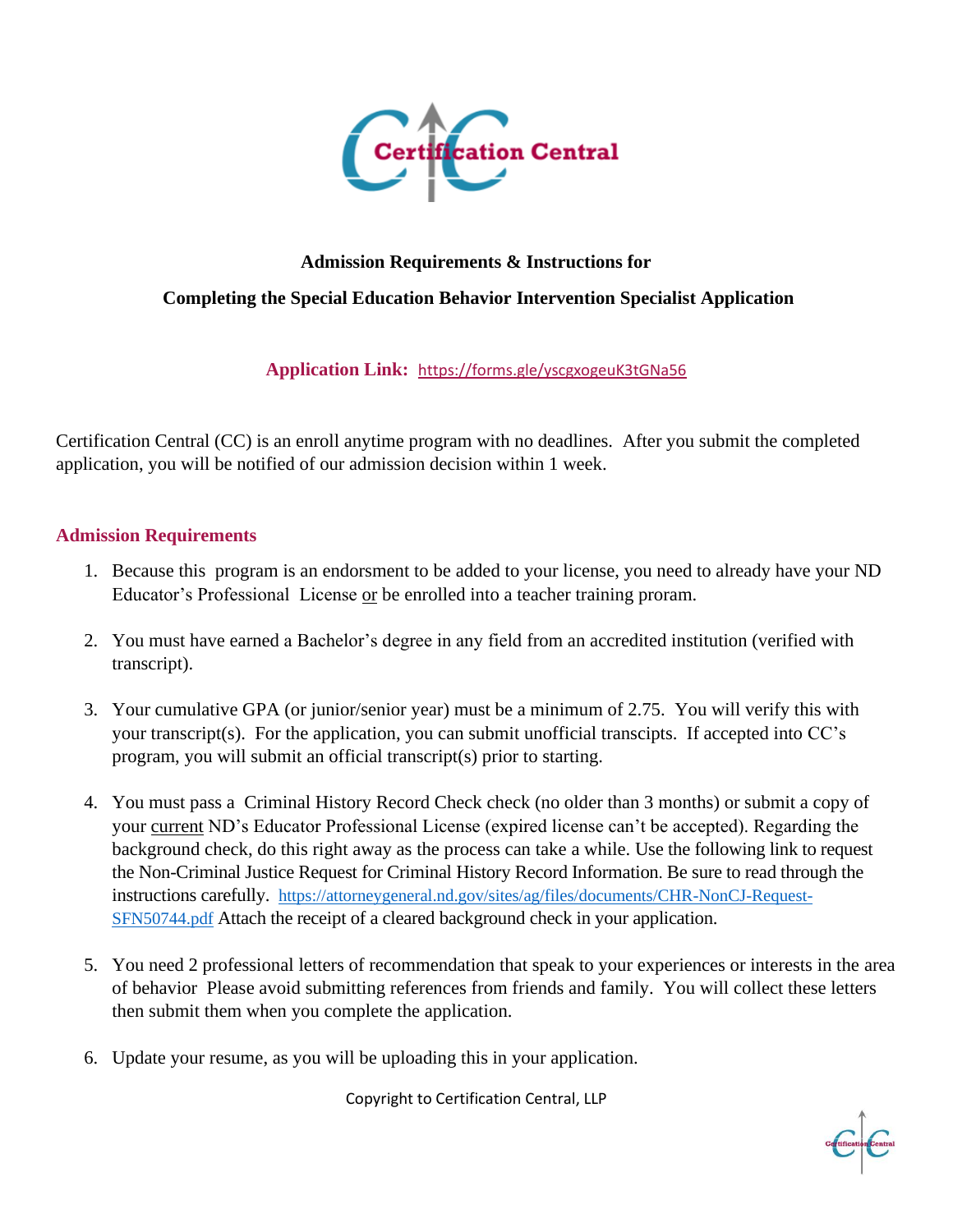Certification Central

**Admission Requirements & Instructions for**

**Completing the Special Education Behavior Intervention Specialist Application**

**Application Link:** https://forms.gle/yscgxogeuK3tGNa56

Certification Central (CC) is an enroll anytime program with no deadlines. After you submit the completed application, you will be notified of our admission decision within 1 week.

## Admission Requirements

1. Because this program is an endorsment to be added to your license, you need to already have your ND Educator's Professional License or be enrolled into a teacher training proram.

2. You must have earned a Bachelor's degree in any field from an accredited institution (verified with transcript).

3. Your cumulative GPA (or junior/senior year) must be a minimum of 2.75. You will verify this with your transcript(s). For the application, you can submit unofficial transcipts. If accepted into CC's program, you will submit an official transcript(s) prior to starting.

4. You must pass a Criminal History Record Check check (no older than 3 months) or submit a copy of your current ND's Educator Professional License (expired license can't be accepted). Regarding the background check, do this right away as the process can take a while. Use the following link to request the Non-Criminal Justice Request for Criminal History Record Information. Be sure to read through the instructions carefully. https://attorneygeneral.nd.gov/sites/ag/files/documents/CHR-NonCJ-Request-SFN50744.pdf Attach the receipt of a cleared background check in your application.

5. You need 2 professional letters of recommendation that speak to your experiences or interests in the area of behavior Please avoid submitting references from friends and family. You will collect these letters then submit them when you complete the application.

6. Update your resume, as you will be uploading this in your application.

Copyright to Certification Central, LLP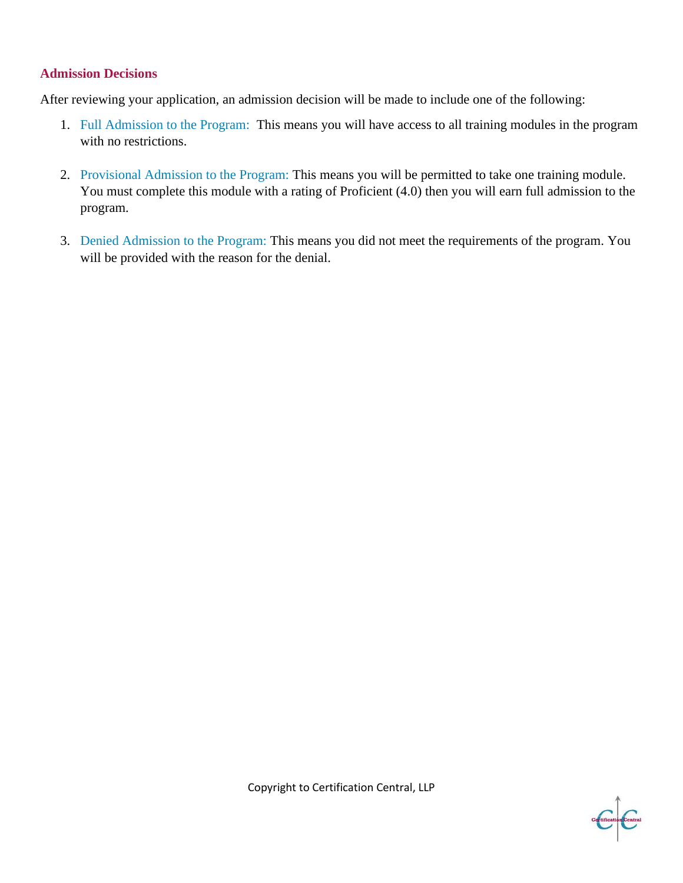## Admission Decisions

After reviewing your application, an admission decision will be made to include one of the following:

1. Full Admission to the Program: This means you will have access to all training modules in the program with no restrictions.

2. Provisional Admission to the Program: This means you will be permitted to take one training module. You must complete this module with a rating of Proficient (4.0) then you will earn full admission to the program.

3. Denied Admission to the Program: This means you did not meet the requirements of the program. You will be provided with the reason for the denial.